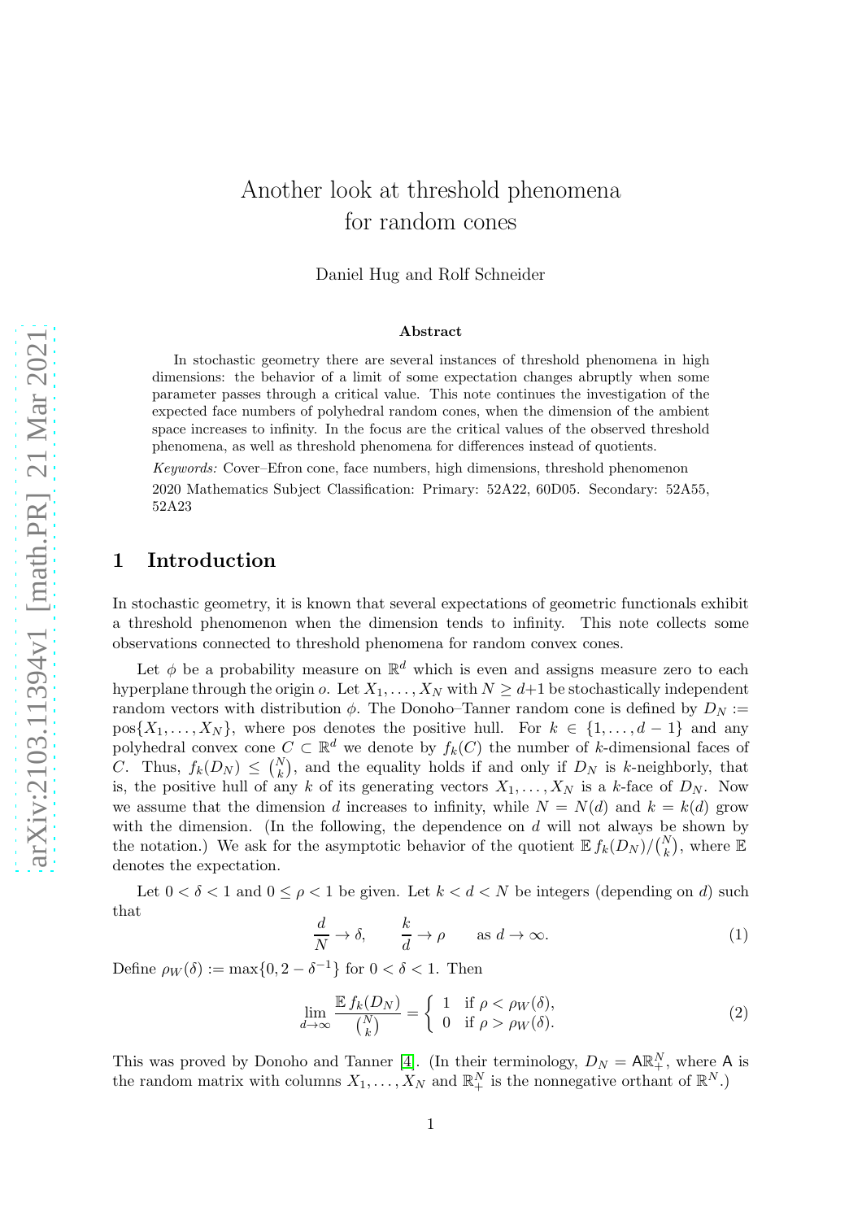# Another look at threshold phenomena for random cones

Daniel Hug and Rolf Schneider

### Abstract

In stochastic geometry there are several instances of threshold phenomena in high dimensions: the behavior of a limit of some expectation changes abruptly when some parameter passes through a critical value. This note continues the investigation of the expected face numbers of polyhedral random cones, when the dimension of the ambient space increases to infinity. In the focus are the critical values of the observed threshold phenomena, as well as threshold phenomena for differences instead of quotients.

*Keywords:* Cover–Efron cone, face numbers, high dimensions, threshold phenomenon

2020 Mathematics Subject Classification: Primary: 52A22, 60D05. Secondary: 52A55, 52A23

## 1 Introduction

In stochastic geometry, it is known that several expectations of geometric functionals exhibit a threshold phenomenon when the dimension tends to infinity. This note collects some observations connected to threshold phenomena for random convex cones.

Let $\phi$ be a probability measure on $\mathbb{R}^d$ which is even and assigns measure zero to each hyperplane through the origin $o$. Let $X_1, \dots, X_N$ with $N \geq d+1$ be stochastically independent random vectors with distribution $\phi$. The Donoho–Tanner random cone is defined by $D_N := \text{pos}\{X_1, \dots, X_N\}$, where pos denotes the positive hull. For $k \in \{1, \dots, d-1\}$ and any polyhedral convex cone $C \subset \mathbb{R}^d$ we denote by $f_k(C)$ the number of $k$-dimensional faces of $C$. Thus, $f_k(D_N) \leq \binom{N}{k}$, and the equality holds if and only if $D_N$ is $k$-neighborly, that is, the positive hull of any $k$ of its generating vectors $X_1, \dots, X_N$ is a $k$-face of $D_N$. Now we assume that the dimension $d$ increases to infinity, while $N = N(d)$ and $k = k(d)$ grow with the dimension. (In the following, the dependence on $d$ will not always be shown by the notation.) We ask for the asymptotic behavior of the quotient $\mathbb{E} f_k(D_N)/\binom{N}{k}$, where $\mathbb{E}$ denotes the expectation.

Let $0 < \delta < 1$ and $0 \leq \rho < 1$ be given. Let $k < d < N$ be integers (depending on $d$) such that

$$\frac{d}{N} \to \delta, \qquad \frac{k}{d} \to \rho \qquad \text{as } d \to \infty. \tag{1}$$

Define $\rho_W(\delta) := \max\{0, 2 - \delta^{-1}\}$ for $0 < \delta < 1$. Then

$$\lim_{d\to\infty} \frac{\mathbb{E} f_k(D_N)}{\binom{N}{k}} = \begin{cases} 1 & \text{if } \rho < \rho_W(\delta), \\ 0 & \text{if } \rho > \rho_W(\delta). \end{cases} \tag{2}$$

This was proved by Donoho and Tanner [4]. (In their terminology, $D_N = \mathsf{A}\mathbb{R}^N_+$, where $\mathsf{A}$ is the random matrix with columns $X_1, \dots, X_N$ and $\mathbb{R}^N_+$ is the nonnegative orthant of $\mathbb{R}^N$.)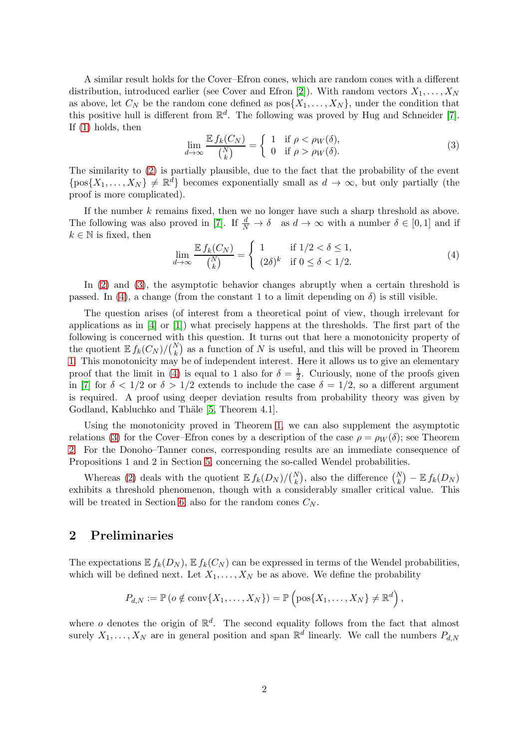A similar result holds for the Cover–Efron cones, which are random cones with a different distribution, introduced earlier (see Cover and Efron [2]). With random vectors $X_1, \dots, X_N$ as above, let $C_N$ be the random cone defined as $\text{pos}\{X_1, \dots, X_N\}$, under the condition that this positive hull is different from $\mathbb{R}^d$. The following was proved by Hug and Schneider [7]. If (1) holds, then

$$\lim_{d\to\infty} \frac{\mathbb{E}\, f_k(C_N)}{\binom{N}{k}} = \begin{cases} 1 & \text{if } \rho < \rho_W(\delta), \\ 0 & \text{if } \rho > \rho_W(\delta). \end{cases} \tag{3}$$

The similarity to (2) is partially plausible, due to the fact that the probability of the event $\{\text{pos}\{X_1, \dots, X_N\} \neq \mathbb{R}^d\}$ becomes exponentially small as $d \to \infty$, but only partially (the proof is more complicated).

If the number $k$ remains fixed, then we no longer have such a sharp threshold as above. The following was also proved in [7]. If $\frac{d}{N} \to \delta$ as $d \to \infty$ with a number $\delta \in [0, 1]$ and if $k \in \mathbb{N}$ is fixed, then

$$\lim_{d\to\infty} \frac{\mathbb{E}\, f_k(C_N)}{\binom{N}{k}} = \begin{cases} 1 & \text{if } 1/2 < \delta \leq 1, \\ (2\delta)^k & \text{if } 0 \leq \delta < 1/2. \end{cases} \tag{4}$$

In (2) and (3), the asymptotic behavior changes abruptly when a certain threshold is passed. In (4), a change (from the constant 1 to a limit depending on $\delta$) is still visible.

The question arises (of interest from a theoretical point of view, though irrelevant for applications as in [4] or [1]) what precisely happens at the thresholds. The first part of the following is concerned with this question. It turns out that here a monotonicity property of the quotient $\mathbb{E}\, f_k(C_N)/\binom{N}{k}$ as a function of $N$ is useful, and this will be proved in Theorem 1. This monotonicity may be of independent interest. Here it allows us to give an elementary proof that the limit in (4) is equal to 1 also for $\delta = \frac{1}{2}$. Curiously, none of the proofs given in [7] for $\delta < 1/2$ or $\delta > 1/2$ extends to include the case $\delta = 1/2$, so a different argument is required. A proof using deeper deviation results from probability theory was given by Godland, Kabluchko and Thäle [5, Theorem 4.1].

Using the monotonicity proved in Theorem 1, we can also supplement the asymptotic relations (3) for the Cover–Efron cones by a description of the case $\rho = \rho_W(\delta)$; see Theorem 2. For the Donoho–Tanner cones, corresponding results are an immediate consequence of Propositions 1 and 2 in Section 5, concerning the so-called Wendel probabilities.

Whereas (2) deals with the quotient $\mathbb{E}\, f_k(D_N)/\binom{N}{k}$, also the difference $\binom{N}{k} - \mathbb{E}\, f_k(D_N)$ exhibits a threshold phenomenon, though with a considerably smaller critical value. This will be treated in Section 6, also for the random cones $C_N$.

## 2 Preliminaries

The expectations $\mathbb{E}\, f_k(D_N)$, $\mathbb{E}\, f_k(C_N)$ can be expressed in terms of the Wendel probabilities, which will be defined next. Let $X_1, \dots, X_N$ be as above. We define the probability

$$P_{d,N} := \mathbb{P}\left(o \notin \text{conv}\{X_1, \dots, X_N\}\right) = \mathbb{P}\left(\text{pos}\{X_1, \dots, X_N\} \neq \mathbb{R}^d\right),$$

where $o$ denotes the origin of $\mathbb{R}^d$. The second equality follows from the fact that almost surely $X_1, \dots, X_N$ are in general position and span $\mathbb{R}^d$ linearly. We call the numbers $P_{d,N}$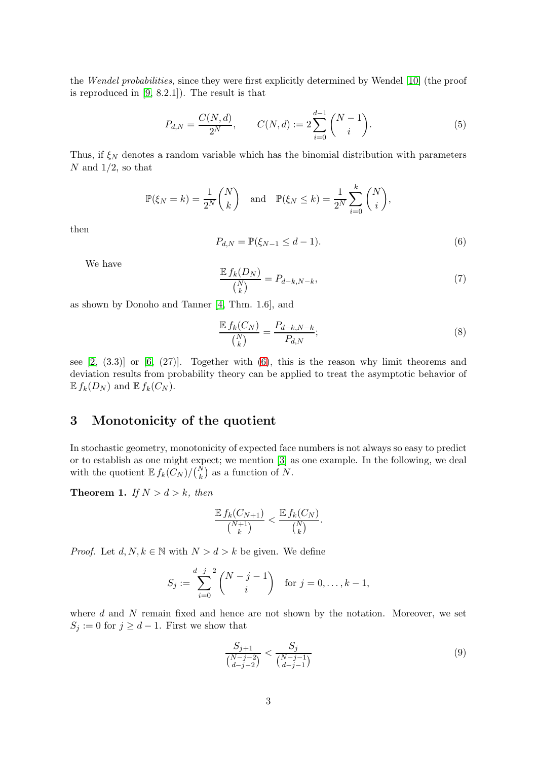the *Wendel probabilities*, since they were first explicitly determined by Wendel [10] (the proof is reproduced in [9, 8.2.1]). The result is that

$$P_{d,N} = \frac{C(N,d)}{2^N}, \qquad C(N,d) := 2\sum_{i=0}^{d-1} \binom{N-1}{i}. \tag{5}$$

Thus, if $\xi_N$ denotes a random variable which has the binomial distribution with parameters $N$ and $1/2$, so that

$$\mathbb{P}(\xi_N = k) = \frac{1}{2^N}\binom{N}{k} \quad \text{and} \quad \mathbb{P}(\xi_N \le k) = \frac{1}{2^N}\sum_{i=0}^{k}\binom{N}{i},$$

then

$$P_{d,N} = \mathbb{P}(\xi_{N-1} \le d-1). \tag{6}$$

We have

$$\frac{\mathbb{E}\, f_k(D_N)}{\binom{N}{k}} = P_{d-k,N-k}, \tag{7}$$

as shown by Donoho and Tanner [4, Thm. 1.6], and

$$\frac{\mathbb{E}\, f_k(C_N)}{\binom{N}{k}} = \frac{P_{d-k,N-k}}{P_{d,N}}; \tag{8}$$

see [2, (3.3)] or [6, (27)]. Together with (6), this is the reason why limit theorems and deviation results from probability theory can be applied to treat the asymptotic behavior of $\mathbb{E}\, f_k(D_N)$ and $\mathbb{E}\, f_k(C_N)$.

## 3 Monotonicity of the quotient

In stochastic geometry, monotonicity of expected face numbers is not always so easy to predict or to establish as one might expect; we mention [3] as one example. In the following, we deal with the quotient $\mathbb{E}\, f_k(C_N)/\binom{N}{k}$ as a function of $N$.

**Theorem 1.** *If $N > d > k$, then*

$$\frac{\mathbb{E}\, f_k(C_{N+1})}{\binom{N+1}{k}} < \frac{\mathbb{E}\, f_k(C_N)}{\binom{N}{k}}.$$

*Proof.* Let $d, N, k \in \mathbb{N}$ with $N > d > k$ be given. We define

$$S_j := \sum_{i=0}^{d-j-2} \binom{N-j-1}{i} \quad \text{for } j = 0, \dots, k-1,$$

where $d$ and $N$ remain fixed and hence are not shown by the notation. Moreover, we set $S_j := 0$ for $j \ge d-1$. First we show that

$$\frac{S_{j+1}}{\binom{N-j-2}{d-j-2}} < \frac{S_j}{\binom{N-j-1}{d-j-1}} \tag{9}$$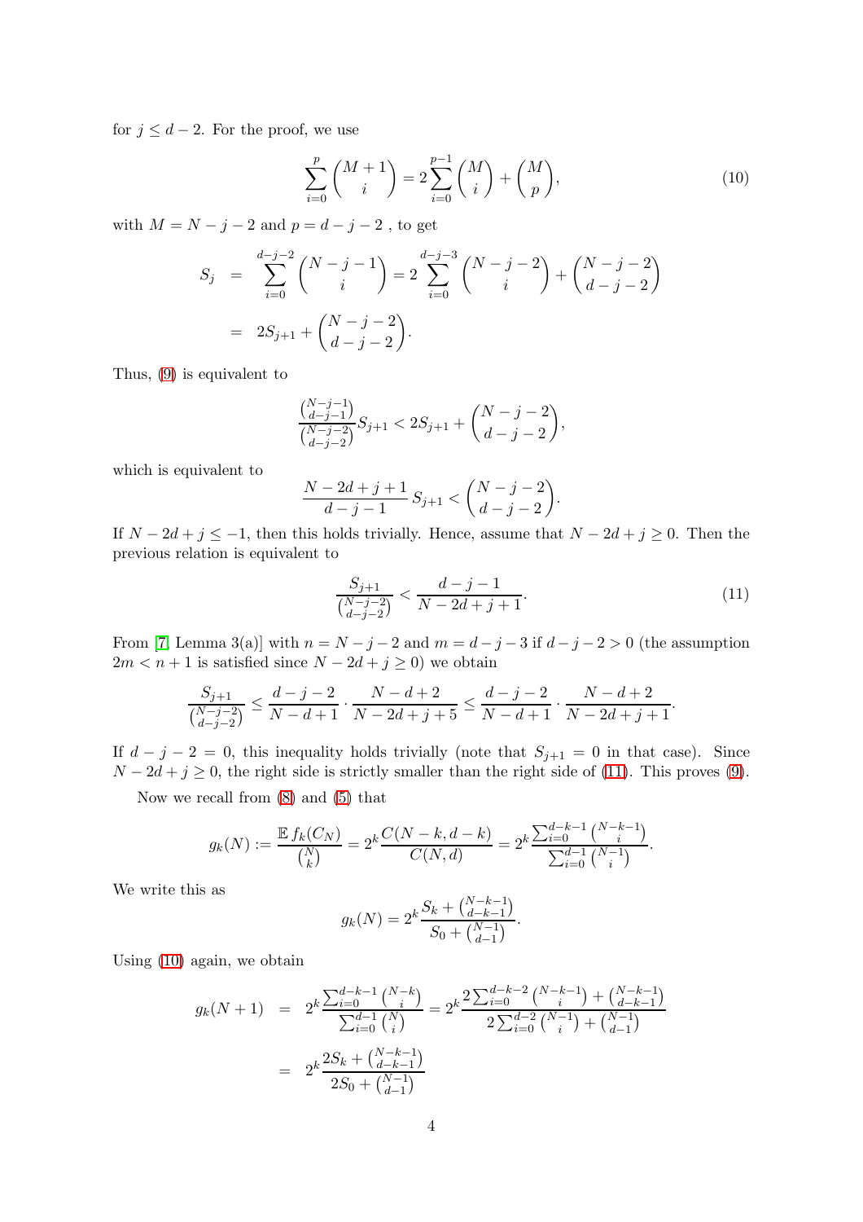for $j \leq d-2$. For the proof, we use

$$\sum_{i=0}^{p} \binom{M+1}{i} = 2\sum_{i=0}^{p-1} \binom{M}{i} + \binom{M}{p}, \tag{10}$$

with $M = N-j-2$ and $p = d-j-2$ , to get

$$\begin{aligned} S_j &= \sum_{i=0}^{d-j-2} \binom{N-j-1}{i} = 2\sum_{i=0}^{d-j-3} \binom{N-j-2}{i} + \binom{N-j-2}{d-j-2} \\ &= 2S_{j+1} + \binom{N-j-2}{d-j-2}. \end{aligned}$$

Thus, (9) is equivalent to

$$\frac{\binom{N-j-1}{d-j-1}}{\binom{N-j-2}{d-j-2}} S_{j+1} < 2S_{j+1} + \binom{N-j-2}{d-j-2},$$

which is equivalent to

$$\frac{N-2d+j+1}{d-j-1}\, S_{j+1} < \binom{N-j-2}{d-j-2}.$$

If $N-2d+j \leq -1$, then this holds trivially. Hence, assume that $N-2d+j \geq 0$. Then the previous relation is equivalent to

$$\frac{S_{j+1}}{\binom{N-j-2}{d-j-2}} < \frac{d-j-1}{N-2d+j+1}. \tag{11}$$

From [7, Lemma 3(a)] with $n = N-j-2$ and $m = d-j-3$ if $d-j-2 > 0$ (the assumption $2m < n+1$ is satisfied since $N-2d+j \geq 0$) we obtain

$$\frac{S_{j+1}}{\binom{N-j-2}{d-j-2}} \leq \frac{d-j-2}{N-d+1} \cdot \frac{N-d+2}{N-2d+j+5} \leq \frac{d-j-2}{N-d+1} \cdot \frac{N-d+2}{N-2d+j+1}.$$

If $d-j-2 = 0$, this inequality holds trivially (note that $S_{j+1} = 0$ in that case). Since $N-2d+j \geq 0$, the right side is strictly smaller than the right side of (11). This proves (9).

Now we recall from (8) and (5) that

$$g_k(N) := \frac{\mathbb{E}\, f_k(C_N)}{\binom{N}{k}} = 2^k \frac{C(N-k, d-k)}{C(N,d)} = 2^k \frac{\sum_{i=0}^{d-k-1} \binom{N-k-1}{i}}{\sum_{i=0}^{d-1} \binom{N-1}{i}}.$$

We write this as

$$g_k(N) = 2^k \frac{S_k + \binom{N-k-1}{d-k-1}}{S_0 + \binom{N-1}{d-1}}.$$

Using (10) again, we obtain

$$\begin{aligned} g_k(N+1) &= 2^k \frac{\sum_{i=0}^{d-k-1} \binom{N-k}{i}}{\sum_{i=0}^{d-1} \binom{N}{i}} = 2^k \frac{2\sum_{i=0}^{d-k-2} \binom{N-k-1}{i} + \binom{N-k-1}{d-k-1}}{2\sum_{i=0}^{d-2} \binom{N-1}{i} + \binom{N-1}{d-1}} \\ &= 2^k \frac{2S_k + \binom{N-k-1}{d-k-1}}{2S_0 + \binom{N-1}{d-1}} \end{aligned}$$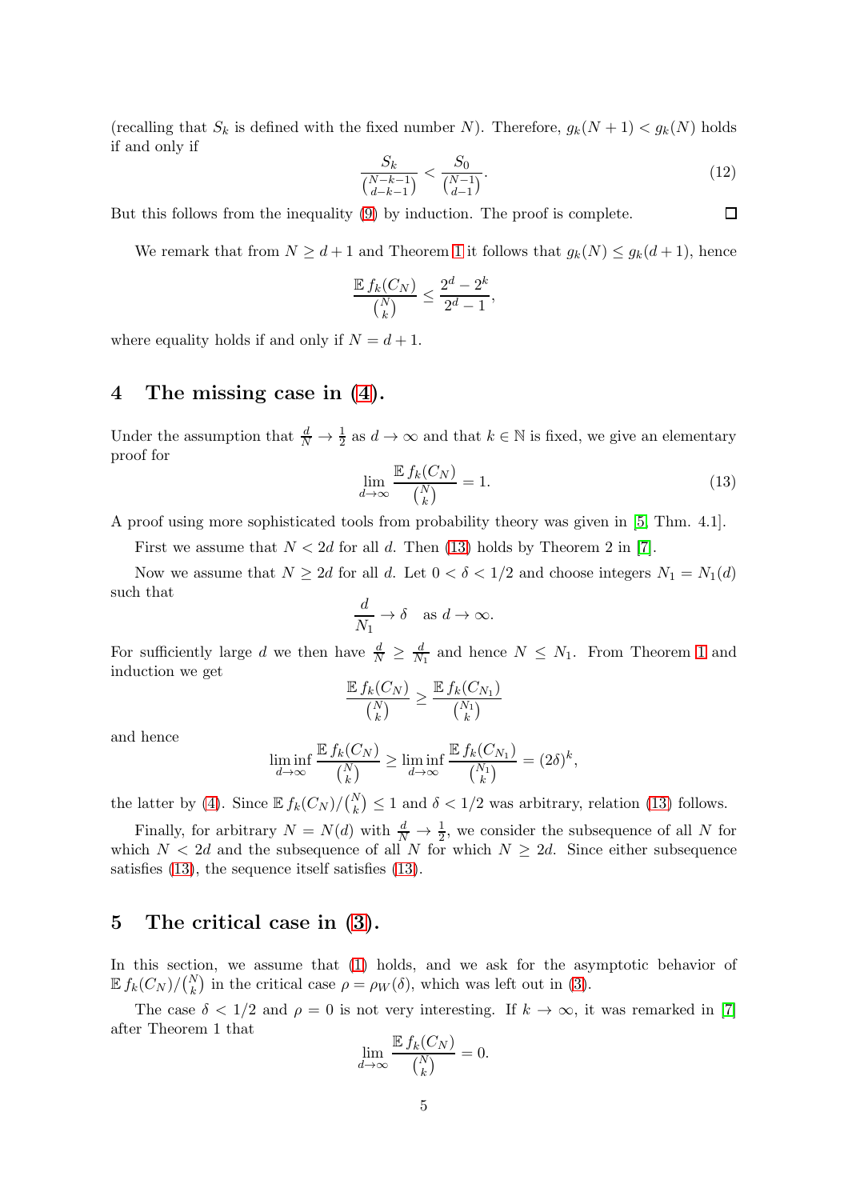(recalling that $S_k$ is defined with the fixed number $N$). Therefore, $g_k(N+1) < g_k(N)$ holds if and only if

$$\frac{S_k}{\binom{N-k-1}{d-k-1}} < \frac{S_0}{\binom{N-1}{d-1}}. \tag{12}$$

But this follows from the inequality (9) by induction. The proof is complete. □

We remark that from $N \geq d+1$ and Theorem 1 it follows that $g_k(N) \leq g_k(d+1)$, hence

$$\frac{\mathbb{E}\, f_k(C_N)}{\binom{N}{k}} \leq \frac{2^d - 2^k}{2^d - 1},$$

where equality holds if and only if $N = d+1$.

## 4 The missing case in (4).

Under the assumption that $\frac{d}{N} \to \frac{1}{2}$ as $d \to \infty$ and that $k \in \mathbb{N}$ is fixed, we give an elementary proof for

$$\lim_{d\to\infty} \frac{\mathbb{E}\, f_k(C_N)}{\binom{N}{k}} = 1. \tag{13}$$

A proof using more sophisticated tools from probability theory was given in [5, Thm. 4.1].

First we assume that $N < 2d$ for all $d$. Then (13) holds by Theorem 2 in [7].

Now we assume that $N \geq 2d$ for all $d$. Let $0 < \delta < 1/2$ and choose integers $N_1 = N_1(d)$ such that

$$\frac{d}{N_1} \to \delta \quad \text{as } d \to \infty.$$

For sufficiently large $d$ we then have $\frac{d}{N} \geq \frac{d}{N_1}$ and hence $N \leq N_1$. From Theorem 1 and induction we get

$$\frac{\mathbb{E}\, f_k(C_N)}{\binom{N}{k}} \geq \frac{\mathbb{E}\, f_k(C_{N_1})}{\binom{N_1}{k}}$$

and hence

$$\liminf_{d\to\infty} \frac{\mathbb{E}\, f_k(C_N)}{\binom{N}{k}} \geq \liminf_{d\to\infty} \frac{\mathbb{E}\, f_k(C_{N_1})}{\binom{N_1}{k}} = (2\delta)^k,$$

the latter by (4). Since $\mathbb{E}\, f_k(C_N)/\binom{N}{k} \leq 1$ and $\delta < 1/2$ was arbitrary, relation (13) follows.

Finally, for arbitrary $N = N(d)$ with $\frac{d}{N} \to \frac{1}{2}$, we consider the subsequence of all $N$ for which $N < 2d$ and the subsequence of all $N$ for which $N \geq 2d$. Since either subsequence satisfies (13), the sequence itself satisfies (13).

## 5 The critical case in (3).

In this section, we assume that (1) holds, and we ask for the asymptotic behavior of $\mathbb{E}\, f_k(C_N)/\binom{N}{k}$ in the critical case $\rho = \rho_W(\delta)$, which was left out in (3).

The case $\delta < 1/2$ and $\rho = 0$ is not very interesting. If $k \to \infty$, it was remarked in [7] after Theorem 1 that

$$\lim_{d\to\infty} \frac{\mathbb{E}\, f_k(C_N)}{\binom{N}{k}} = 0.$$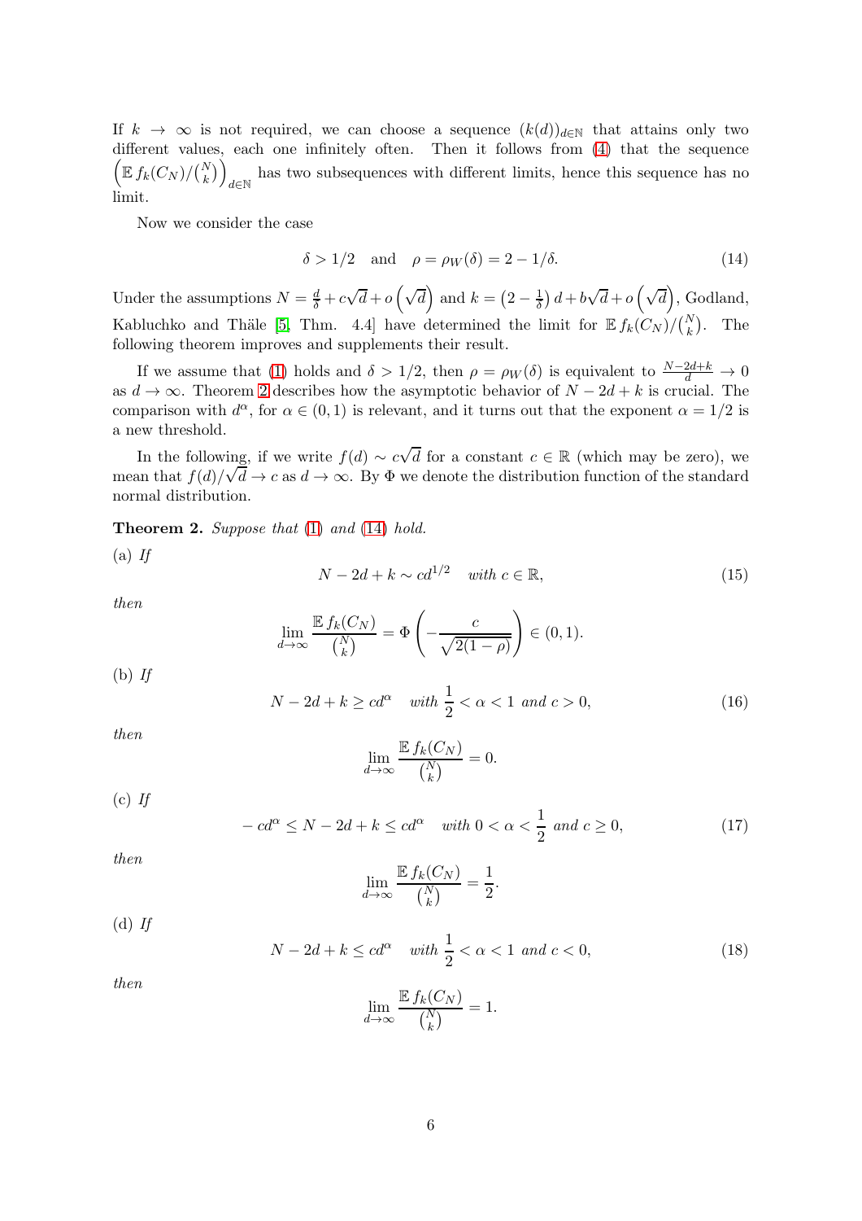If $k \to \infty$ is not required, we can choose a sequence $(k(d))_{d\in\mathbb{N}}$ that attains only two different values, each one infinitely often. Then it follows from (4) that the sequence $\left(\mathbb{E}\, f_k(C_N)/\binom{N}{k}\right)_{d\in\mathbb{N}}$ has two subsequences with different limits, hence this sequence has no limit.

Now we consider the case

$$\delta > 1/2 \quad \text{and} \quad \rho = \rho_W(\delta) = 2 - 1/\delta. \tag{14}$$

Under the assumptions $N = \frac{d}{\delta} + c\sqrt{d} + o\left(\sqrt{d}\right)$ and $k = \left(2 - \frac{1}{\delta}\right)d + b\sqrt{d} + o\left(\sqrt{d}\right)$, Godland, Kabluchko and Thäle [5, Thm. 4.4] have determined the limit for $\mathbb{E}\, f_k(C_N)/\binom{N}{k}$. The following theorem improves and supplements their result.

If we assume that (1) holds and $\delta > 1/2$, then $\rho = \rho_W(\delta)$ is equivalent to $\frac{N-2d+k}{d} \to 0$ as $d \to \infty$. Theorem 2 describes how the asymptotic behavior of $N - 2d + k$ is crucial. The comparison with $d^\alpha$, for $\alpha \in (0,1)$ is relevant, and it turns out that the exponent $\alpha = 1/2$ is a new threshold.

In the following, if we write $f(d) \sim c\sqrt{d}$ for a constant $c \in \mathbb{R}$ (which may be zero), we mean that $f(d)/\sqrt{d} \to c$ as $d \to \infty$. By $\Phi$ we denote the distribution function of the standard normal distribution.

**Theorem 2.** *Suppose that* (1) *and* (14) *hold.*

(a) *If*

$$N - 2d + k \sim cd^{1/2} \quad \text{with } c \in \mathbb{R}, \tag{15}$$

*then*

$$\lim_{d\to\infty} \frac{\mathbb{E}\, f_k(C_N)}{\binom{N}{k}} = \Phi\left(-\frac{c}{\sqrt{2(1-\rho)}}\right) \in (0,1).$$

(b) *If*

$$N - 2d + k \geq cd^\alpha \quad \text{with } \frac{1}{2} < \alpha < 1 \text{ and } c > 0, \tag{16}$$

*then*

$$\lim_{d\to\infty} \frac{\mathbb{E}\, f_k(C_N)}{\binom{N}{k}} = 0.$$

(c) *If*

$$-cd^\alpha \leq N - 2d + k \leq cd^\alpha \quad \text{with } 0 < \alpha < \frac{1}{2} \text{ and } c \geq 0, \tag{17}$$

*then*

$$\lim_{d\to\infty} \frac{\mathbb{E}\, f_k(C_N)}{\binom{N}{k}} = \frac{1}{2}.$$

(d) *If*

$$N - 2d + k \leq cd^\alpha \quad \text{with } \frac{1}{2} < \alpha < 1 \text{ and } c < 0, \tag{18}$$

*then*

$$\lim_{d\to\infty} \frac{\mathbb{E}\, f_k(C_N)}{\binom{N}{k}} = 1.$$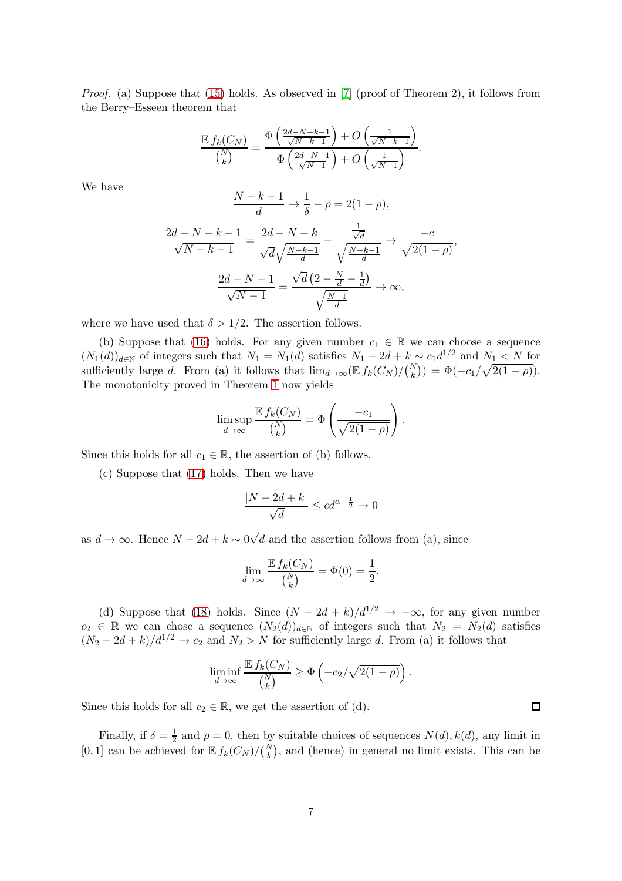*Proof.* (a) Suppose that (15) holds. As observed in [7] (proof of Theorem 2), it follows from the Berry–Esseen theorem that

$$\frac{\mathbb{E}\, f_k(C_N)}{\binom{N}{k}} = \frac{\Phi\left(\frac{2d-N-k-1}{\sqrt{N-k-1}}\right) + O\left(\frac{1}{\sqrt{N-k-1}}\right)}{\Phi\left(\frac{2d-N-1}{\sqrt{N-1}}\right) + O\left(\frac{1}{\sqrt{N-1}}\right)}.$$

We have

$$\frac{N-k-1}{d} \to \frac{1}{\delta} - \rho = 2(1-\rho),$$

$$\frac{2d-N-k-1}{\sqrt{N-k-1}} = \frac{2d-N-k}{\sqrt{d}\sqrt{\frac{N-k-1}{d}}} - \frac{\frac{1}{\sqrt{d}}}{\sqrt{\frac{N-k-1}{d}}} \to \frac{-c}{\sqrt{2(1-\rho)}},$$

$$\frac{2d-N-1}{\sqrt{N-1}} = \frac{\sqrt{d}\left(2 - \frac{N}{d} - \frac{1}{d}\right)}{\sqrt{\frac{N-1}{d}}} \to \infty,$$

where we have used that $\delta > 1/2$. The assertion follows.

(b) Suppose that (16) holds. For any given number $c_1 \in \mathbb{R}$ we can choose a sequence $(N_1(d))_{d\in\mathbb{N}}$ of integers such that $N_1 = N_1(d)$ satisfies $N_1 - 2d + k \sim c_1 d^{1/2}$ and $N_1 < N$ for sufficiently large $d$. From (a) it follows that $\lim_{d\to\infty}(\mathbb{E}\, f_k(C_N)/\binom{N}{k}) = \Phi(-c_1/\sqrt{2(1-\rho)})$. The monotonicity proved in Theorem 1 now yields

$$\limsup_{d\to\infty} \frac{\mathbb{E}\, f_k(C_N)}{\binom{N}{k}} = \Phi\left(\frac{-c_1}{\sqrt{2(1-\rho)}}\right).$$

Since this holds for all $c_1 \in \mathbb{R}$, the assertion of (b) follows.

(c) Suppose that (17) holds. Then we have

$$\frac{|N-2d+k|}{\sqrt{d}} \le c d^{\alpha - \frac{1}{2}} \to 0$$

as $d \to \infty$. Hence $N - 2d + k \sim 0\sqrt{d}$ and the assertion follows from (a), since

$$\lim_{d\to\infty} \frac{\mathbb{E}\, f_k(C_N)}{\binom{N}{k}} = \Phi(0) = \frac{1}{2}.$$

(d) Suppose that (18) holds. Since $(N-2d+k)/d^{1/2} \to -\infty$, for any given number $c_2 \in \mathbb{R}$ we can chose a sequence $(N_2(d))_{d\in\mathbb{N}}$ of integers such that $N_2 = N_2(d)$ satisfies $(N_2 - 2d + k)/d^{1/2} \to c_2$ and $N_2 > N$ for sufficiently large $d$. From (a) it follows that

$$\liminf_{d\to\infty} \frac{\mathbb{E}\, f_k(C_N)}{\binom{N}{k}} \ge \Phi\left(-c_2/\sqrt{2(1-\rho)}\right).$$

Since this holds for all $c_2 \in \mathbb{R}$, we get the assertion of (d). $\square$

Finally, if $\delta = \frac{1}{2}$ and $\rho = 0$, then by suitable choices of sequences $N(d), k(d)$, any limit in $[0,1]$ can be achieved for $\mathbb{E}\, f_k(C_N)/\binom{N}{k}$, and (hence) in general no limit exists. This can be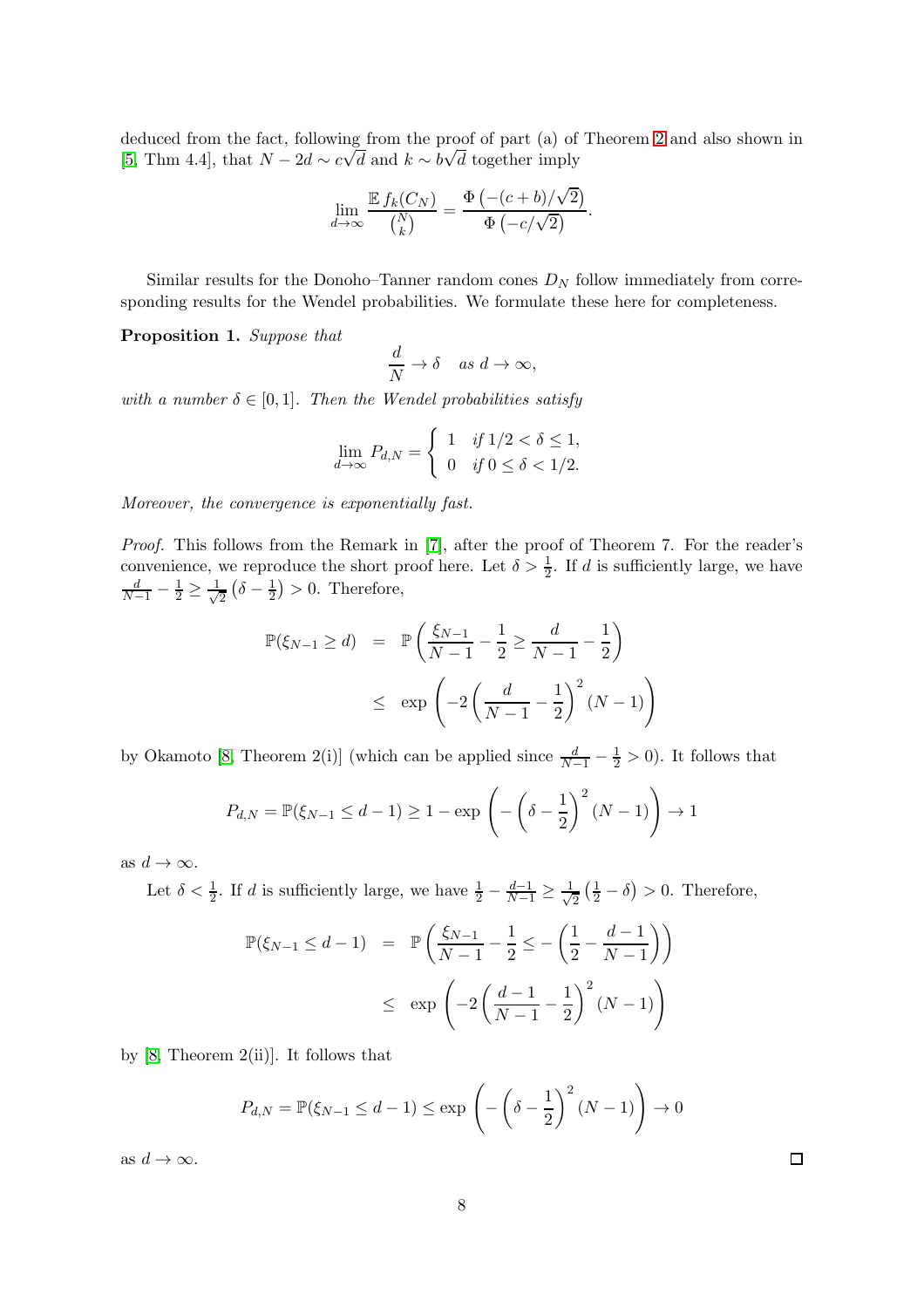deduced from the fact, following from the proof of part (a) of Theorem 2 and also shown in [5, Thm 4.4], that $N - 2d \sim c\sqrt{d}$ and $k \sim b\sqrt{d}$ together imply

$$\lim_{d\to\infty} \frac{\mathbb{E}\, f_k(C_N)}{\binom{N}{k}} = \frac{\Phi\left(-(c+b)/\sqrt{2}\right)}{\Phi\left(-c/\sqrt{2}\right)}.$$

Similar results for the Donoho–Tanner random cones $D_N$ follow immediately from corresponding results for the Wendel probabilities. We formulate these here for completeness.

**Proposition 1.** *Suppose that*

$$\frac{d}{N} \to \delta \quad \textit{as } d \to \infty,$$

*with a number $\delta \in [0,1]$. Then the Wendel probabilities satisfy*

$$\lim_{d\to\infty} P_{d,N} = \begin{cases} 1 & \textit{if } 1/2 < \delta \le 1, \\ 0 & \textit{if } 0 \le \delta < 1/2. \end{cases}$$

*Moreover, the convergence is exponentially fast.*

*Proof.* This follows from the Remark in [7], after the proof of Theorem 7. For the reader's convenience, we reproduce the short proof here. Let $\delta > \frac{1}{2}$. If $d$ is sufficiently large, we have $\frac{d}{N-1} - \frac{1}{2} \ge \frac{1}{\sqrt{2}}\left(\delta - \frac{1}{2}\right) > 0$. Therefore,

$$\begin{aligned} \mathbb{P}(\xi_{N-1} \ge d) &= \mathbb{P}\left(\frac{\xi_{N-1}}{N-1} - \frac{1}{2} \ge \frac{d}{N-1} - \frac{1}{2}\right) \\ &\le \exp\left(-2\left(\frac{d}{N-1} - \frac{1}{2}\right)^2 (N-1)\right) \end{aligned}$$

by Okamoto [8, Theorem 2(i)] (which can be applied since $\frac{d}{N-1} - \frac{1}{2} > 0$). It follows that

$$P_{d,N} = \mathbb{P}(\xi_{N-1} \le d-1) \ge 1 - \exp\left(-\left(\delta - \frac{1}{2}\right)^2 (N-1)\right) \to 1$$

as $d \to \infty$.

Let $\delta < \frac{1}{2}$. If $d$ is sufficiently large, we have $\frac{1}{2} - \frac{d-1}{N-1} \ge \frac{1}{\sqrt{2}}\left(\frac{1}{2} - \delta\right) > 0$. Therefore,

$$\begin{aligned} \mathbb{P}(\xi_{N-1} \le d-1) &= \mathbb{P}\left(\frac{\xi_{N-1}}{N-1} - \frac{1}{2} \le -\left(\frac{1}{2} - \frac{d-1}{N-1}\right)\right) \\ &\le \exp\left(-2\left(\frac{d-1}{N-1} - \frac{1}{2}\right)^2 (N-1)\right) \end{aligned}$$

by [8, Theorem 2(ii)]. It follows that

$$P_{d,N} = \mathbb{P}(\xi_{N-1} \le d-1) \le \exp\left(-\left(\delta - \frac{1}{2}\right)^2 (N-1)\right) \to 0$$

as $d \to \infty$. $\square$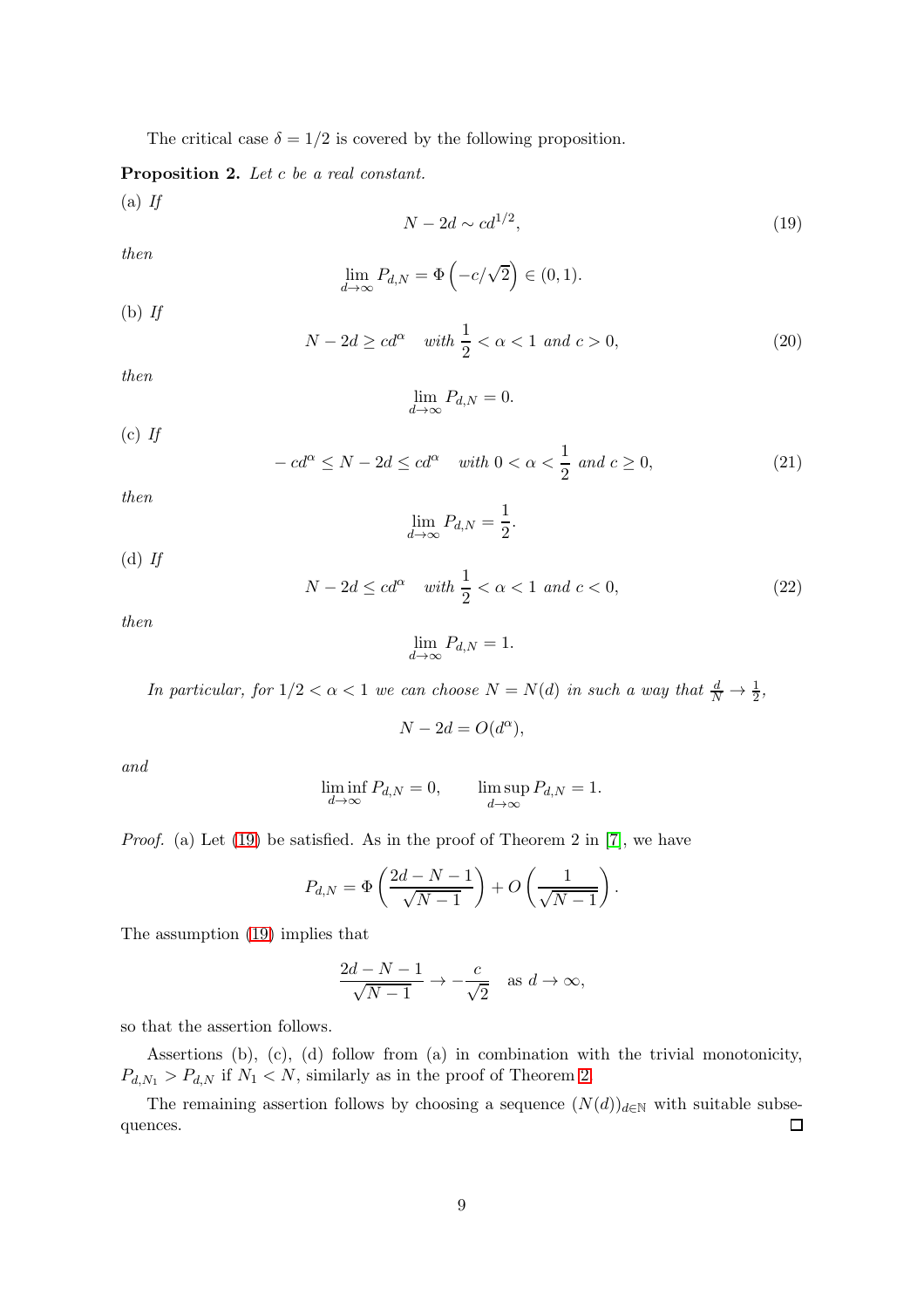The critical case $\delta = 1/2$ is covered by the following proposition.

**Proposition 2.** *Let $c$ be a real constant.*

(a) *If*

$$N - 2d \sim cd^{1/2}, \tag{19}$$

*then*

$$\lim_{d\to\infty} P_{d,N} = \Phi\left(-c/\sqrt{2}\right) \in (0,1).$$

(b) *If*

$$N - 2d \geq cd^{\alpha} \quad \text{with } \frac{1}{2} < \alpha < 1 \text{ and } c > 0, \tag{20}$$

*then*

$$\lim_{d\to\infty} P_{d,N} = 0.$$

(c) *If*

$$-cd^{\alpha} \leq N - 2d \leq cd^{\alpha} \quad \text{with } 0 < \alpha < \frac{1}{2} \text{ and } c \geq 0, \tag{21}$$

*then*

$$\lim_{d\to\infty} P_{d,N} = \frac{1}{2}.$$

(d) *If*

$$N - 2d \leq cd^{\alpha} \quad \text{with } \frac{1}{2} < \alpha < 1 \text{ and } c < 0, \tag{22}$$

*then*

$$\lim_{d\to\infty} P_{d,N} = 1.$$

*In particular, for $1/2 < \alpha < 1$ we can choose $N = N(d)$ in such a way that $\frac{d}{N} \to \frac{1}{2}$,*

$$N - 2d = O(d^{\alpha}),$$

*and*

$$\liminf_{d\to\infty} P_{d,N} = 0, \qquad \limsup_{d\to\infty} P_{d,N} = 1.$$

*Proof.* (a) Let (19) be satisfied. As in the proof of Theorem 2 in [7], we have

$$P_{d,N} = \Phi\left(\frac{2d - N - 1}{\sqrt{N-1}}\right) + O\left(\frac{1}{\sqrt{N-1}}\right).$$

The assumption (19) implies that

$$\frac{2d - N - 1}{\sqrt{N-1}} \to -\frac{c}{\sqrt{2}} \quad \text{as } d \to \infty,$$

so that the assertion follows.

Assertions (b), (c), (d) follow from (a) in combination with the trivial monotonicity, $P_{d,N_1} > P_{d,N}$ if $N_1 < N$, similarly as in the proof of Theorem 2.

The remaining assertion follows by choosing a sequence $(N(d))_{d\in\mathbb{N}}$ with suitable subsequences. □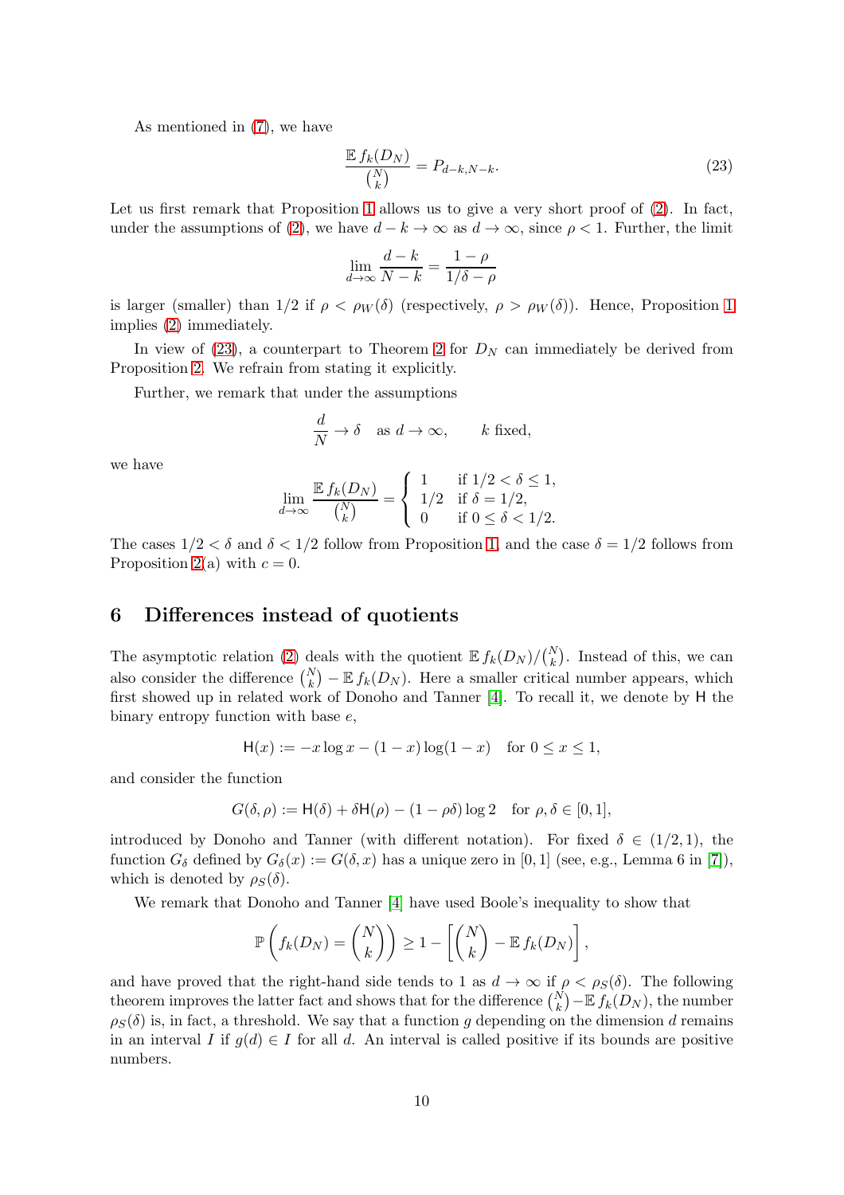As mentioned in (7), we have

$$\frac{\mathbb{E}\, f_k(D_N)}{\binom{N}{k}} = P_{d-k,N-k}. \tag{23}$$

Let us first remark that Proposition 1 allows us to give a very short proof of (2). In fact, under the assumptions of (2), we have $d-k \to \infty$ as $d \to \infty$, since $\rho < 1$. Further, the limit

$$\lim_{d\to\infty} \frac{d-k}{N-k} = \frac{1-\rho}{1/\delta - \rho}$$

is larger (smaller) than $1/2$ if $\rho < \rho_W(\delta)$ (respectively, $\rho > \rho_W(\delta)$). Hence, Proposition 1 implies (2) immediately.

In view of (23), a counterpart to Theorem 2 for $D_N$ can immediately be derived from Proposition 2. We refrain from stating it explicitly.

Further, we remark that under the assumptions

$$\frac{d}{N} \to \delta \quad \text{as } d \to \infty, \qquad k \text{ fixed},$$

we have

$$\lim_{d\to\infty} \frac{\mathbb{E}\, f_k(D_N)}{\binom{N}{k}} = \begin{cases} 1 & \text{if } 1/2 < \delta \le 1, \\ 1/2 & \text{if } \delta = 1/2, \\ 0 & \text{if } 0 \le \delta < 1/2. \end{cases}$$

The cases $1/2 < \delta$ and $\delta < 1/2$ follow from Proposition 1, and the case $\delta = 1/2$ follows from Proposition 2(a) with $c = 0$.

## 6 Differences instead of quotients

The asymptotic relation (2) deals with the quotient $\mathbb{E}\, f_k(D_N)/\binom{N}{k}$. Instead of this, we can also consider the difference $\binom{N}{k} - \mathbb{E}\, f_k(D_N)$. Here a smaller critical number appears, which first showed up in related work of Donoho and Tanner [4]. To recall it, we denote by $\mathsf{H}$ the binary entropy function with base $e$,

$$\mathsf{H}(x) := -x \log x - (1-x)\log(1-x) \quad \text{for } 0 \le x \le 1,$$

and consider the function

$$G(\delta, \rho) := \mathsf{H}(\delta) + \delta \mathsf{H}(\rho) - (1 - \rho\delta)\log 2 \quad \text{for } \rho, \delta \in [0,1],$$

introduced by Donoho and Tanner (with different notation). For fixed $\delta \in (1/2, 1)$, the function $G_\delta$ defined by $G_\delta(x) := G(\delta, x)$ has a unique zero in $[0,1]$ (see, e.g., Lemma 6 in [7]), which is denoted by $\rho_S(\delta)$.

We remark that Donoho and Tanner [4] have used Boole's inequality to show that

$$\mathbb{P}\left(f_k(D_N) = \binom{N}{k}\right) \ge 1 - \left[\binom{N}{k} - \mathbb{E}\, f_k(D_N)\right],$$

and have proved that the right-hand side tends to 1 as $d \to \infty$ if $\rho < \rho_S(\delta)$. The following theorem improves the latter fact and shows that for the difference $\binom{N}{k} - \mathbb{E}\, f_k(D_N)$, the number $\rho_S(\delta)$ is, in fact, a threshold. We say that a function $g$ depending on the dimension $d$ remains in an interval $I$ if $g(d) \in I$ for all $d$. An interval is called positive if its bounds are positive numbers.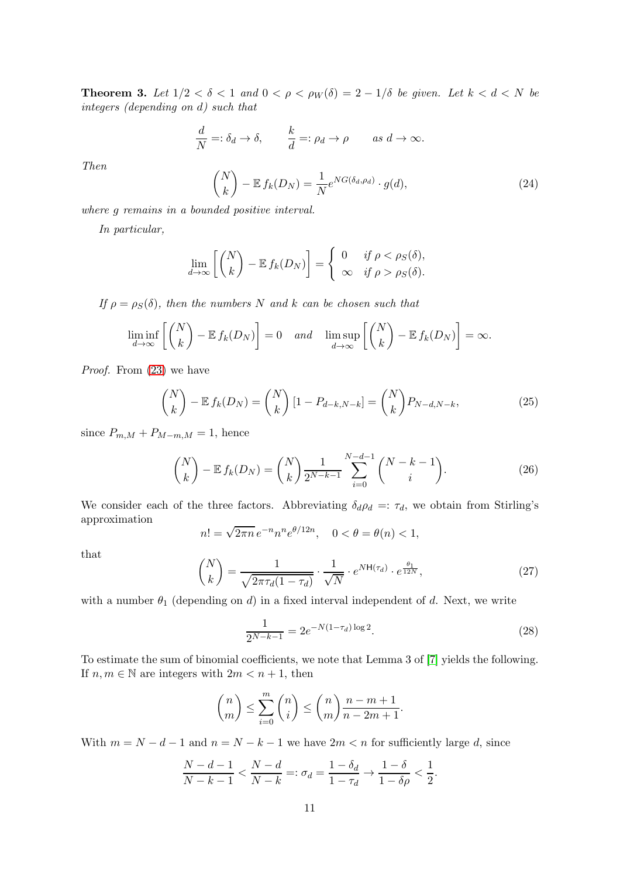**Theorem 3.** *Let $1/2 < \delta < 1$ and $0 < \rho < \rho_W(\delta) = 2 - 1/\delta$ be given. Let $k < d < N$ be integers (depending on $d$) such that*

$$\frac{d}{N} =: \delta_d \to \delta, \qquad \frac{k}{d} =: \rho_d \to \rho \qquad \text{as } d \to \infty.$$

*Then*

$$\binom{N}{k} - \mathbb{E}\, f_k(D_N) = \frac{1}{N} e^{NG(\delta_d,\rho_d)} \cdot g(d), \tag{24}$$

*where $g$ remains in a bounded positive interval.*

*In particular,*

$$\lim_{d\to\infty} \left[ \binom{N}{k} - \mathbb{E}\, f_k(D_N) \right] = \begin{cases} 0 & \text{if } \rho < \rho_S(\delta), \\ \infty & \text{if } \rho > \rho_S(\delta). \end{cases}$$

*If $\rho = \rho_S(\delta)$, then the numbers $N$ and $k$ can be chosen such that*

$$\liminf_{d\to\infty} \left[ \binom{N}{k} - \mathbb{E}\, f_k(D_N) \right] = 0 \quad \text{and} \quad \limsup_{d\to\infty} \left[ \binom{N}{k} - \mathbb{E}\, f_k(D_N) \right] = \infty.$$

*Proof.* From (23) we have

$$\binom{N}{k} - \mathbb{E}\, f_k(D_N) = \binom{N}{k} [1 - P_{d-k,N-k}] = \binom{N}{k} P_{N-d,N-k}, \tag{25}$$

since $P_{m,M} + P_{M-m,M} = 1$, hence

$$\binom{N}{k} - \mathbb{E}\, f_k(D_N) = \binom{N}{k} \frac{1}{2^{N-k-1}} \sum_{i=0}^{N-d-1} \binom{N-k-1}{i}. \tag{26}$$

We consider each of the three factors. Abbreviating $\delta_d \rho_d =: \tau_d$, we obtain from Stirling's approximation

$$n! = \sqrt{2\pi n}\, e^{-n} n^n e^{\theta/12n}, \quad 0 < \theta = \theta(n) < 1,$$

that

$$\binom{N}{k} = \frac{1}{\sqrt{2\pi\tau_d(1-\tau_d)}} \cdot \frac{1}{\sqrt{N}} \cdot e^{N\mathsf{H}(\tau_d)} \cdot e^{\frac{\theta_1}{12N}}, \tag{27}$$

with a number $\theta_1$ (depending on $d$) in a fixed interval independent of $d$. Next, we write

$$\frac{1}{2^{N-k-1}} = 2e^{-N(1-\tau_d)\log 2}. \tag{28}$$

To estimate the sum of binomial coefficients, we note that Lemma 3 of [7] yields the following. If $n, m \in \mathbb{N}$ are integers with $2m < n + 1$, then

$$\binom{n}{m} \le \sum_{i=0}^{m} \binom{n}{i} \le \binom{n}{m} \frac{n-m+1}{n-2m+1}.$$

With $m = N - d - 1$ and $n = N - k - 1$ we have $2m < n$ for sufficiently large $d$, since

$$\frac{N-d-1}{N-k-1} < \frac{N-d}{N-k} =: \sigma_d = \frac{1-\delta_d}{1-\tau_d} \to \frac{1-\delta}{1-\delta\rho} < \frac{1}{2}.$$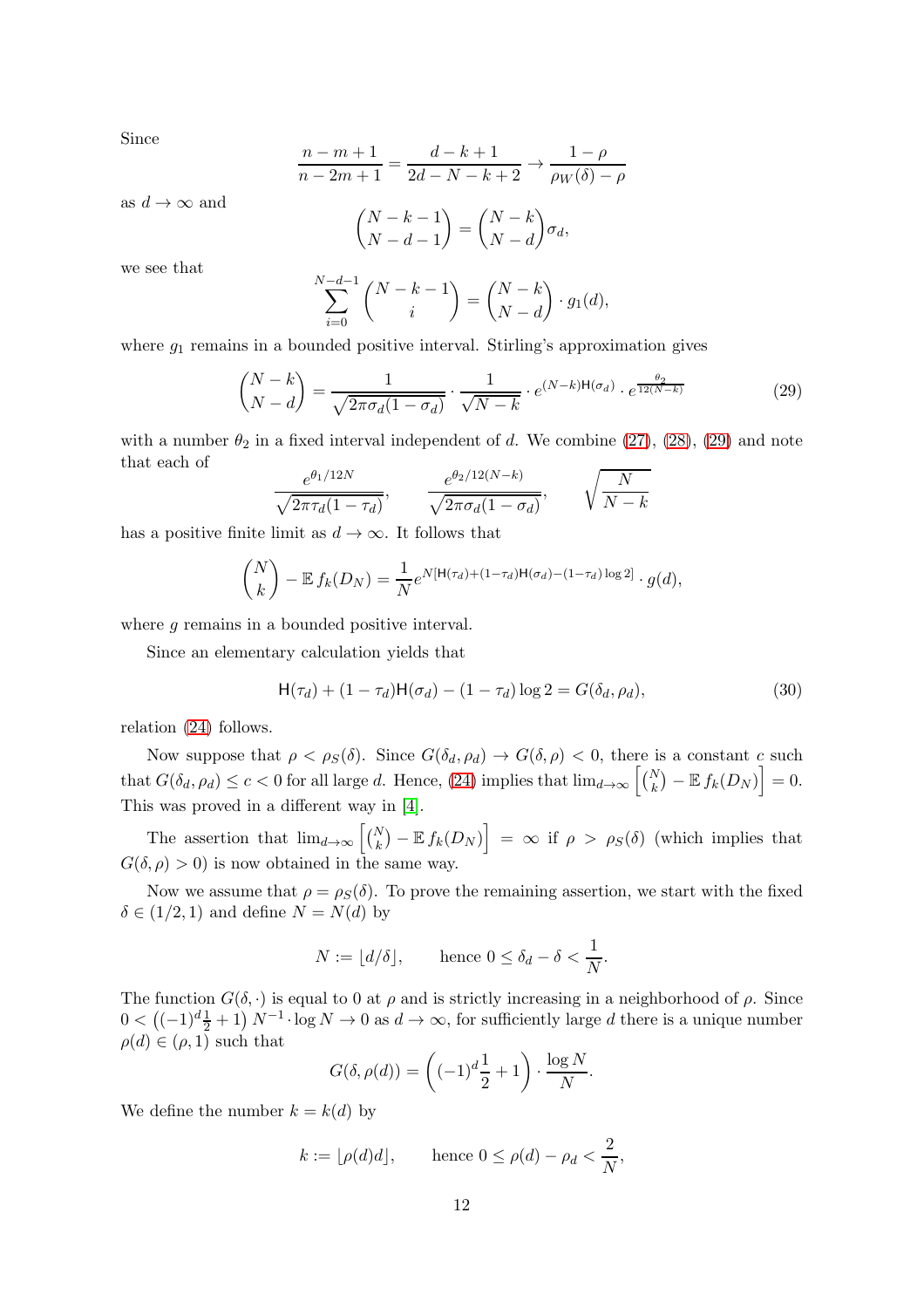Since

$$\frac{n-m+1}{n-2m+1} = \frac{d-k+1}{2d-N-k+2} \to \frac{1-\rho}{\rho_W(\delta)-\rho}$$

as $d \to \infty$ and

$$\binom{N-k-1}{N-d-1} = \binom{N-k}{N-d}\sigma_d,$$

we see that

$$\sum_{i=0}^{N-d-1} \binom{N-k-1}{i} = \binom{N-k}{N-d} \cdot g_1(d),$$

where $g_1$ remains in a bounded positive interval. Stirling's approximation gives

$$\binom{N-k}{N-d} = \frac{1}{\sqrt{2\pi\sigma_d(1-\sigma_d)}} \cdot \frac{1}{\sqrt{N-k}} \cdot e^{(N-k)\mathsf{H}(\sigma_d)} \cdot e^{\frac{\theta_2}{12(N-k)}} \tag{29}$$

with a number $\theta_2$ in a fixed interval independent of $d$. We combine (27), (28), (29) and note that each of

$$\frac{e^{\theta_1/12N}}{\sqrt{2\pi\tau_d(1-\tau_d)}}, \qquad \frac{e^{\theta_2/12(N-k)}}{\sqrt{2\pi\sigma_d(1-\sigma_d)}}, \qquad \sqrt{\frac{N}{N-k}}$$

has a positive finite limit as $d \to \infty$. It follows that

$$\binom{N}{k} - \mathbb{E}\, f_k(D_N) = \frac{1}{N} e^{N[\mathsf{H}(\tau_d)+(1-\tau_d)\mathsf{H}(\sigma_d)-(1-\tau_d)\log 2]} \cdot g(d),$$

where $g$ remains in a bounded positive interval.

Since an elementary calculation yields that

$$\mathsf{H}(\tau_d) + (1-\tau_d)\mathsf{H}(\sigma_d) - (1-\tau_d)\log 2 = G(\delta_d, \rho_d), \tag{30}$$

relation (24) follows.

Now suppose that $\rho < \rho_S(\delta)$. Since $G(\delta_d, \rho_d) \to G(\delta, \rho) < 0$, there is a constant $c$ such that $G(\delta_d, \rho_d) \le c < 0$ for all large $d$. Hence, (24) implies that $\lim_{d\to\infty} \left[\binom{N}{k} - \mathbb{E}\, f_k(D_N)\right] = 0$. This was proved in a different way in [4].

The assertion that $\lim_{d\to\infty} \left[\binom{N}{k} - \mathbb{E}\, f_k(D_N)\right] = \infty$ if $\rho > \rho_S(\delta)$ (which implies that $G(\delta, \rho) > 0$) is now obtained in the same way.

Now we assume that $\rho = \rho_S(\delta)$. To prove the remaining assertion, we start with the fixed $\delta \in (1/2, 1)$ and define $N = N(d)$ by

$$N := \lfloor d/\delta \rfloor, \qquad \text{hence } 0 \le \delta_d - \delta < \frac{1}{N}.$$

The function $G(\delta, \cdot)$ is equal to 0 at $\rho$ and is strictly increasing in a neighborhood of $\rho$. Since $0 < \left((-1)^d \frac{1}{2} + 1\right) N^{-1} \cdot \log N \to 0$ as $d \to \infty$, for sufficiently large $d$ there is a unique number $\rho(d) \in (\rho, 1)$ such that

$$G(\delta, \rho(d)) = \left((-1)^d \frac{1}{2} + 1\right) \cdot \frac{\log N}{N}.$$

We define the number $k = k(d)$ by

$$k := \lfloor \rho(d) d \rfloor, \qquad \text{hence } 0 \le \rho(d) - \rho_d < \frac{2}{N},$$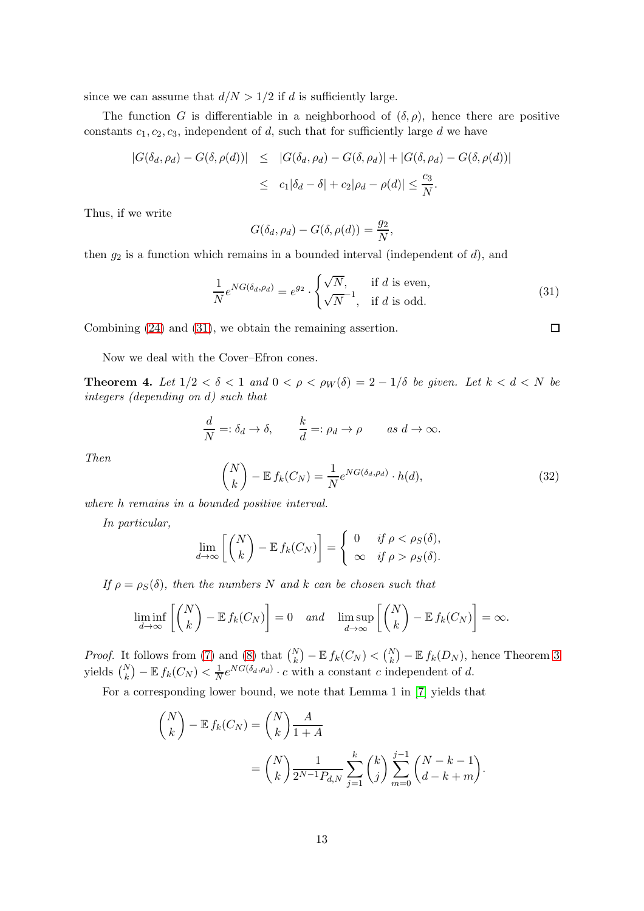since we can assume that $d/N > 1/2$ if $d$ is sufficiently large.

The function $G$ is differentiable in a neighborhood of $(\delta, \rho)$, hence there are positive constants $c_1, c_2, c_3$, independent of $d$, such that for sufficiently large $d$ we have

$$
\begin{aligned}
|G(\delta_d, \rho_d) - G(\delta, \rho(d))| &\leq |G(\delta_d, \rho_d) - G(\delta, \rho_d)| + |G(\delta, \rho_d) - G(\delta, \rho(d))| \\
&\leq c_1|\delta_d - \delta| + c_2|\rho_d - \rho(d)| \leq \frac{c_3}{N}.
\end{aligned}
$$

Thus, if we write

$$
G(\delta_d, \rho_d) - G(\delta, \rho(d)) = \frac{g_2}{N},
$$

then $g_2$ is a function which remains in a bounded interval (independent of $d$), and

$$
\frac{1}{N} e^{NG(\delta_d, \rho_d)} = e^{g_2} \cdot \begin{cases} \sqrt{N}, & \text{if } d \text{ is even,} \\ \sqrt{N}^{-1}, & \text{if } d \text{ is odd.} \end{cases} \tag{31}
$$

Combining (24) and (31), we obtain the remaining assertion. $\square$

Now we deal with the Cover–Efron cones.

**Theorem 4.** *Let $1/2 < \delta < 1$ and $0 < \rho < \rho_W(\delta) = 2 - 1/\delta$ be given. Let $k < d < N$ be integers (depending on $d$) such that*

$$
\frac{d}{N} =: \delta_d \to \delta, \qquad \frac{k}{d} =: \rho_d \to \rho \qquad \text{as } d \to \infty.
$$

*Then*

$$
\binom{N}{k} - \mathbb{E}\, f_k(C_N) = \frac{1}{N} e^{NG(\delta_d, \rho_d)} \cdot h(d), \tag{32}
$$

*where $h$ remains in a bounded positive interval.*

*In particular,*

$$
\lim_{d\to\infty} \left[ \binom{N}{k} - \mathbb{E}\, f_k(C_N) \right] = \begin{cases} 0 & \text{if } \rho < \rho_S(\delta), \\ \infty & \text{if } \rho > \rho_S(\delta). \end{cases}
$$

*If $\rho = \rho_S(\delta)$, then the numbers $N$ and $k$ can be chosen such that*

$$
\liminf_{d\to\infty} \left[ \binom{N}{k} - \mathbb{E}\, f_k(C_N) \right] = 0 \quad \text{and} \quad \limsup_{d\to\infty} \left[ \binom{N}{k} - \mathbb{E}\, f_k(C_N) \right] = \infty.
$$

*Proof.* It follows from (7) and (8) that $\binom{N}{k} - \mathbb{E}\, f_k(C_N) < \binom{N}{k} - \mathbb{E}\, f_k(D_N)$, hence Theorem 3 yields $\binom{N}{k} - \mathbb{E}\, f_k(C_N) < \frac{1}{N} e^{NG(\delta_d, \rho_d)} \cdot c$ with a constant $c$ independent of $d$.

For a corresponding lower bound, we note that Lemma 1 in [7] yields that

$$
\begin{aligned}
\binom{N}{k} - \mathbb{E}\, f_k(C_N) &= \binom{N}{k} \frac{A}{1+A} \\
&= \binom{N}{k} \frac{1}{2^{N-1} P_{d,N}} \sum_{j=1}^{k} \binom{k}{j} \sum_{m=0}^{j-1} \binom{N-k-1}{d-k+m}.
\end{aligned}
$$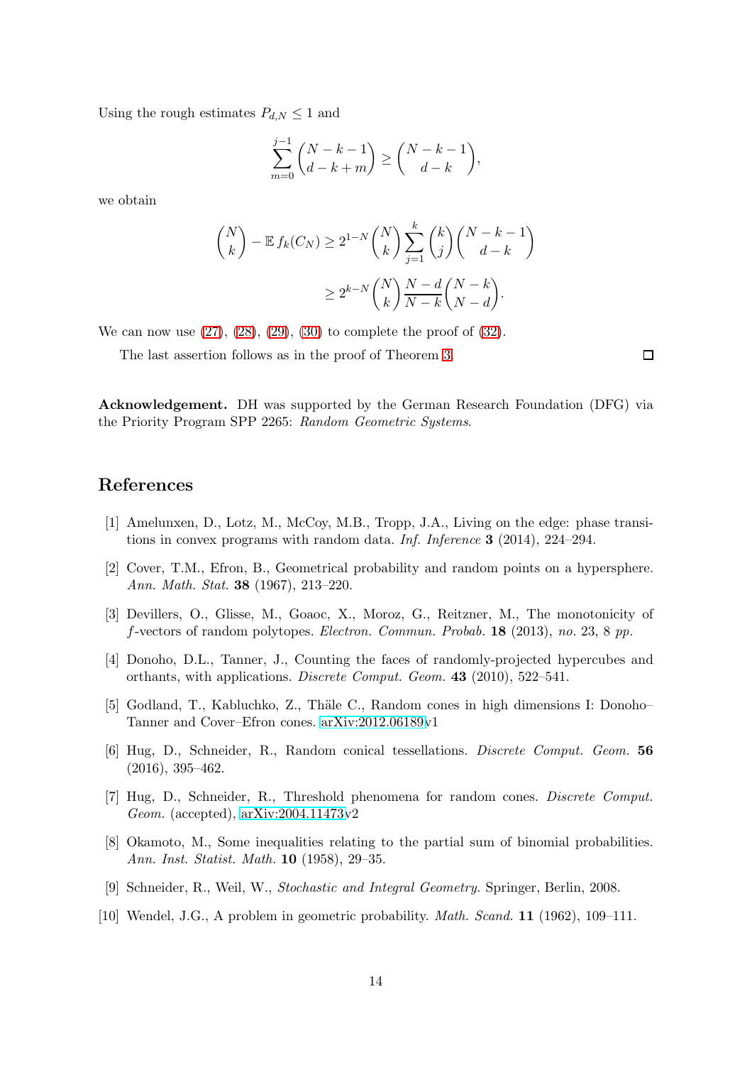Using the rough estimates $P_{d,N} \leq 1$ and

$$\sum_{m=0}^{j-1} \binom{N-k-1}{d-k+m} \geq \binom{N-k-1}{d-k},$$

we obtain

$$\begin{aligned}
\binom{N}{k} - \mathbb{E}\, f_k(C_N) &\geq 2^{1-N} \binom{N}{k} \sum_{j=1}^{k} \binom{k}{j} \binom{N-k-1}{d-k} \\
&\geq 2^{k-N} \binom{N}{k} \frac{N-d}{N-k} \binom{N-k}{N-d}.
\end{aligned}$$

We can now use (27), (28), (29), (30) to complete the proof of (32).

The last assertion follows as in the proof of Theorem 3. □

**Acknowledgement.** DH was supported by the German Research Foundation (DFG) via the Priority Program SPP 2265: *Random Geometric Systems*.

## References

[1] Amelunxen, D., Lotz, M., McCoy, M.B., Tropp, J.A., Living on the edge: phase transitions in convex programs with random data. *Inf. Inference* **3** (2014), 224–294.

[2] Cover, T.M., Efron, B., Geometrical probability and random points on a hypersphere. *Ann. Math. Stat.* **38** (1967), 213–220.

[3] Devillers, O., Glisse, M., Goaoc, X., Moroz, G., Reitzner, M., The monotonicity of $f$-vectors of random polytopes. *Electron. Commun. Probab.* **18** (2013), *no.* 23, 8 *pp.*

[4] Donoho, D.L., Tanner, J., Counting the faces of randomly-projected hypercubes and orthants, with applications. *Discrete Comput. Geom.* **43** (2010), 522–541.

[5] Godland, T., Kabluchko, Z., Thäle C., Random cones in high dimensions I: Donoho–Tanner and Cover–Efron cones. arXiv:2012.06189v1

[6] Hug, D., Schneider, R., Random conical tessellations. *Discrete Comput. Geom.* **56** (2016), 395–462.

[7] Hug, D., Schneider, R., Threshold phenomena for random cones. *Discrete Comput. Geom.* (accepted), arXiv:2004.11473v2

[8] Okamoto, M., Some inequalities relating to the partial sum of binomial probabilities. *Ann. Inst. Statist. Math.* **10** (1958), 29–35.

[9] Schneider, R., Weil, W., *Stochastic and Integral Geometry.* Springer, Berlin, 2008.

[10] Wendel, J.G., A problem in geometric probability. *Math. Scand.* **11** (1962), 109–111.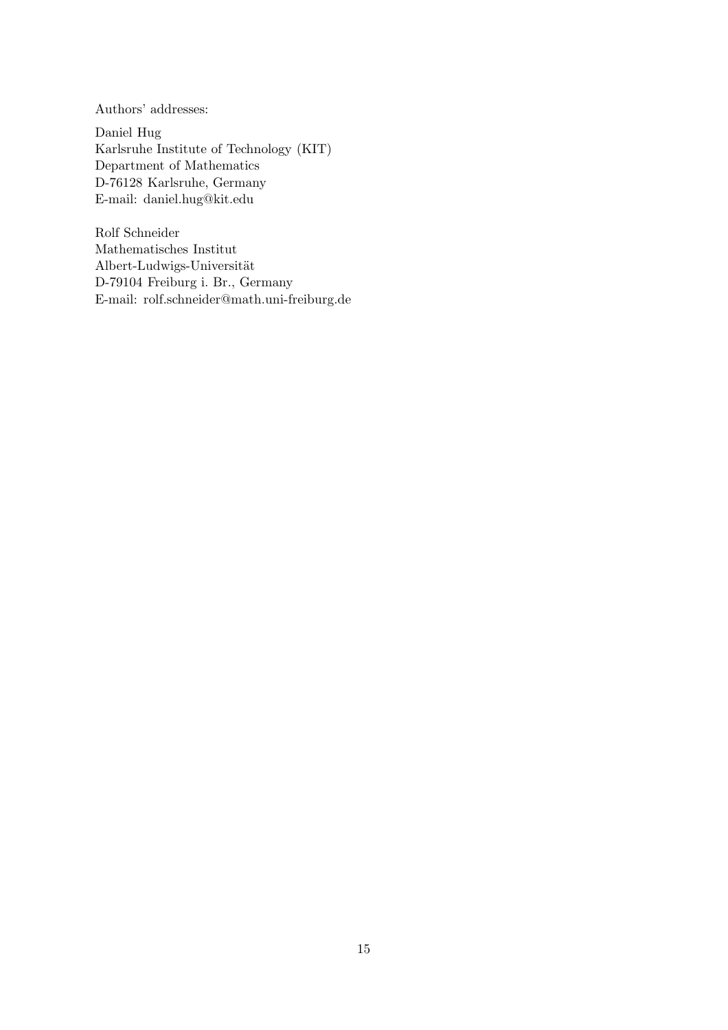Authors' addresses:

Daniel Hug
Karlsruhe Institute of Technology (KIT)
Department of Mathematics
D-76128 Karlsruhe, Germany
E-mail: daniel.hug@kit.edu

Rolf Schneider
Mathematisches Institut
Albert-Ludwigs-Universität
D-79104 Freiburg i. Br., Germany
E-mail: rolf.schneider@math.uni-freiburg.de